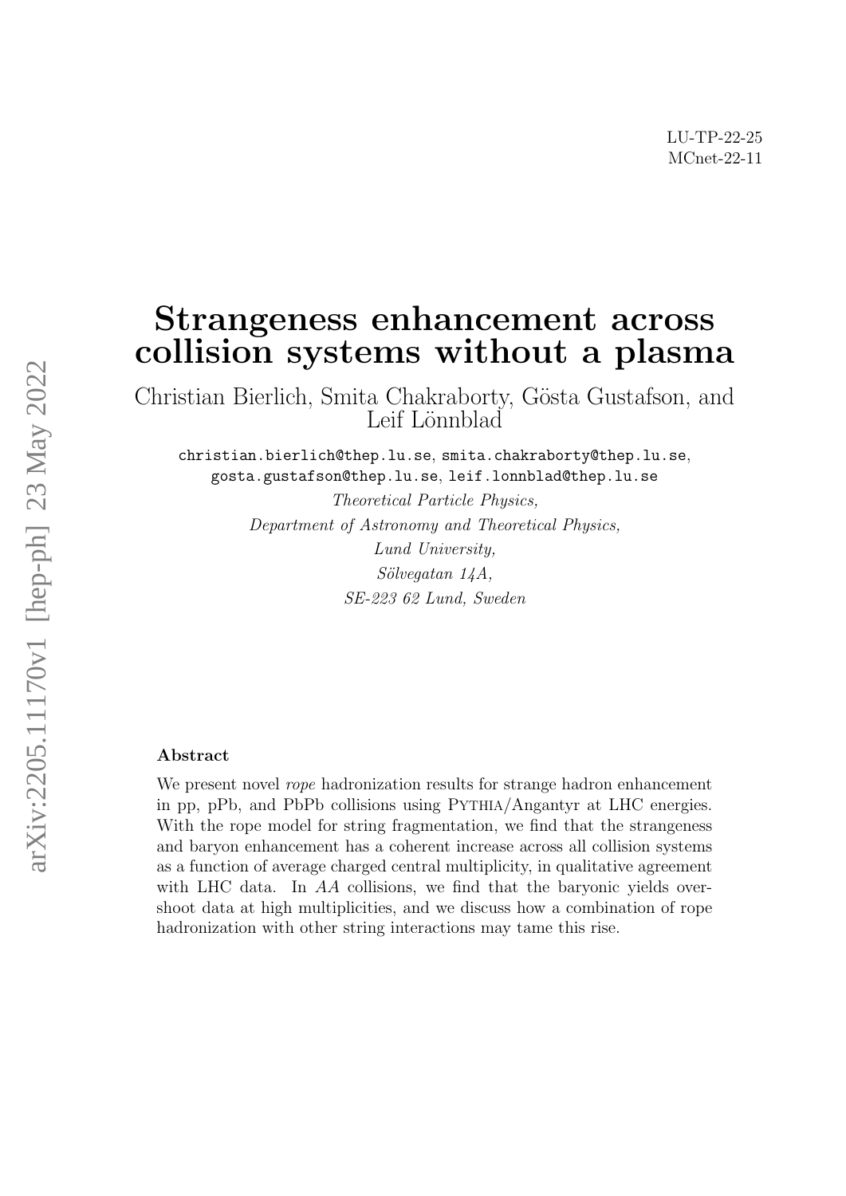LU-TP-22-25
MCnet-22-11

# Strangeness enhancement across collision systems without a plasma

Christian Bierlich, Smita Chakraborty, Gösta Gustafson, and Leif Lönnblad

christian.bierlich@thep.lu.se, smita.chakraborty@thep.lu.se, gosta.gustafson@thep.lu.se, leif.lonnblad@thep.lu.se

*Theoretical Particle Physics,*
*Department of Astronomy and Theoretical Physics,*
*Lund University,*
*Sölvegatan 14A,*
*SE-223 62 Lund, Sweden*

### Abstract

We present novel *rope* hadronization results for strange hadron enhancement in pp, pPb, and PbPb collisions using Pythia/Angantyr at LHC energies. With the rope model for string fragmentation, we find that the strangeness and baryon enhancement has a coherent increase across all collision systems as a function of average charged central multiplicity, in qualitative agreement with LHC data. In *AA* collisions, we find that the baryonic yields overshoot data at high multiplicities, and we discuss how a combination of rope hadronization with other string interactions may tame this rise.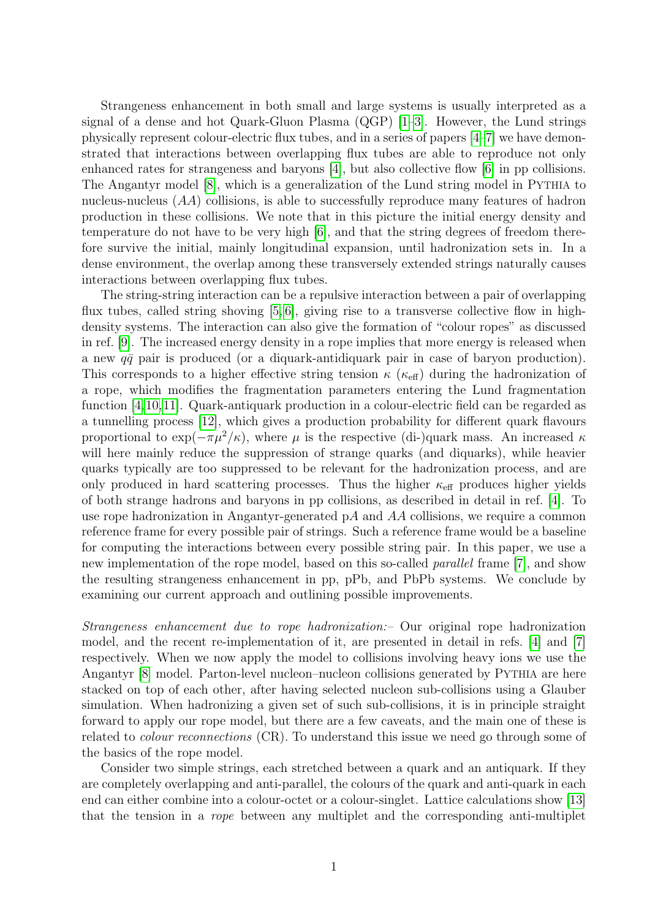Strangeness enhancement in both small and large systems is usually interpreted as a signal of a dense and hot Quark-Gluon Plasma (QGP) [1–3]. However, the Lund strings physically represent colour-electric flux tubes, and in a series of papers [4–7] we have demonstrated that interactions between overlapping flux tubes are able to reproduce not only enhanced rates for strangeness and baryons [4], but also collective flow [6] in pp collisions. The Angantyr model [8], which is a generalization of the Lund string model in PYTHIA to nucleus-nucleus ($AA$) collisions, is able to successfully reproduce many features of hadron production in these collisions. We note that in this picture the initial energy density and temperature do not have to be very high [6], and that the string degrees of freedom therefore survive the initial, mainly longitudinal expansion, until hadronization sets in. In a dense environment, the overlap among these transversely extended strings naturally causes interactions between overlapping flux tubes.

The string-string interaction can be a repulsive interaction between a pair of overlapping flux tubes, called string shoving [5,6], giving rise to a transverse collective flow in high-density systems. The interaction can also give the formation of "colour ropes" as discussed in ref. [9]. The increased energy density in a rope implies that more energy is released when a new $q\bar{q}$ pair is produced (or a diquark-antidiquark pair in case of baryon production). This corresponds to a higher effective string tension $\kappa$ ($\kappa_{\text{eff}}$) during the hadronization of a rope, which modifies the fragmentation parameters entering the Lund fragmentation function [4,10,11]. Quark-antiquark production in a colour-electric field can be regarded as a tunnelling process [12], which gives a production probability for different quark flavours proportional to $\exp(-\pi\mu^2/\kappa)$, where $\mu$ is the respective (di-)quark mass. An increased $\kappa$ will here mainly reduce the suppression of strange quarks (and diquarks), while heavier quarks typically are too suppressed to be relevant for the hadronization process, and are only produced in hard scattering processes. Thus the higher $\kappa_{\text{eff}}$ produces higher yields of both strange hadrons and baryons in pp collisions, as described in detail in ref. [4]. To use rope hadronization in Angantyr-generated p$A$ and $AA$ collisions, we require a common reference frame for every possible pair of strings. Such a reference frame would be a baseline for computing the interactions between every possible string pair. In this paper, we use a new implementation of the rope model, based on this so-called *parallel* frame [7], and show the resulting strangeness enhancement in pp, pPb, and PbPb systems. We conclude by examining our current approach and outlining possible improvements.

*Strangeness enhancement due to rope hadronization:–* Our original rope hadronization model, and the recent re-implementation of it, are presented in detail in refs. [4] and [7] respectively. When we now apply the model to collisions involving heavy ions we use the Angantyr [8] model. Parton-level nucleon–nucleon collisions generated by PYTHIA are here stacked on top of each other, after having selected nucleon sub-collisions using a Glauber simulation. When hadronizing a given set of such sub-collisions, it is in principle straight forward to apply our rope model, but there are a few caveats, and the main one of these is related to *colour reconnections* (CR). To understand this issue we need go through some of the basics of the rope model.

Consider two simple strings, each stretched between a quark and an antiquark. If they are completely overlapping and anti-parallel, the colours of the quark and anti-quark in each end can either combine into a colour-octet or a colour-singlet. Lattice calculations show [13] that the tension in a *rope* between any multiplet and the corresponding anti-multiplet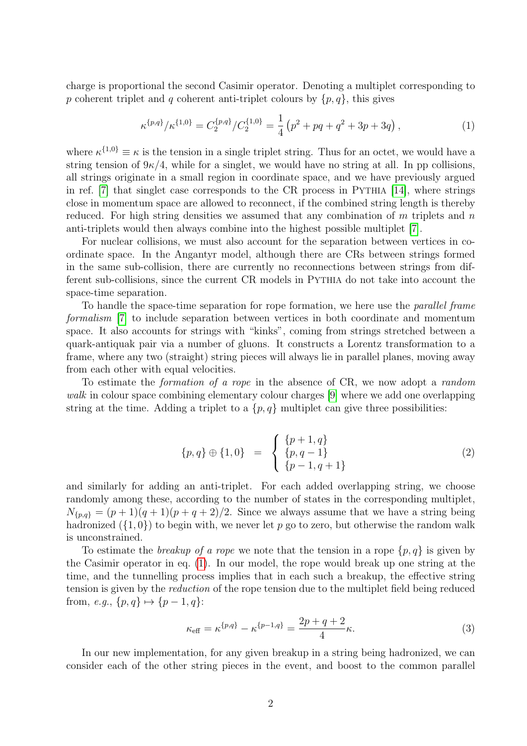charge is proportional the second Casimir operator. Denoting a multiplet corresponding to $p$ coherent triplet and $q$ coherent anti-triplet colours by $\{p, q\}$, this gives

$$\kappa^{\{p,q\}}/\kappa^{\{1,0\}} = C_2^{\{p,q\}}/C_2^{\{1,0\}} = \frac{1}{4}\left(p^2 + pq + q^2 + 3p + 3q\right), \tag{1}$$

where $\kappa^{\{1,0\}} \equiv \kappa$ is the tension in a single triplet string. Thus for an octet, we would have a string tension of $9\kappa/4$, while for a singlet, we would have no string at all. In pp collisions, all strings originate in a small region in coordinate space, and we have previously argued in ref. [7] that singlet case corresponds to the CR process in PYTHIA [14], where strings close in momentum space are allowed to reconnect, if the combined string length is thereby reduced. For high string densities we assumed that any combination of $m$ triplets and $n$ anti-triplets would then always combine into the highest possible multiplet [7].

For nuclear collisions, we must also account for the separation between vertices in coordinate space. In the Angantyr model, although there are CRs between strings formed in the same sub-collision, there are currently no reconnections between strings from different sub-collisions, since the current CR models in PYTHIA do not take into account the space-time separation.

To handle the space-time separation for rope formation, we here use the *parallel frame formalism* [7] to include separation between vertices in both coordinate and momentum space. It also accounts for strings with "kinks", coming from strings stretched between a quark-antiquak pair via a number of gluons. It constructs a Lorentz transformation to a frame, where any two (straight) string pieces will always lie in parallel planes, moving away from each other with equal velocities.

To estimate the *formation of a rope* in the absence of CR, we now adopt a *random walk* in colour space combining elementary colour charges [9] where we add one overlapping string at the time. Adding a triplet to a $\{p, q\}$ multiplet can give three possibilities:

$$\{p, q\} \oplus \{1, 0\} \;=\; \begin{cases} \{p+1, q\} \\ \{p, q-1\} \\ \{p-1, q+1\} \end{cases} \tag{2}$$

and similarly for adding an anti-triplet. For each added overlapping string, we choose randomly among these, according to the number of states in the corresponding multiplet, $N_{\{p,q\}} = (p + 1)(q + 1)(p + q + 2)/2$. Since we always assume that we have a string being hadronized ($\{1, 0\}$) to begin with, we never let $p$ go to zero, but otherwise the random walk is unconstrained.

To estimate the *breakup of a rope* we note that the tension in a rope $\{p, q\}$ is given by the Casimir operator in eq. (1). In our model, the rope would break up one string at the time, and the tunnelling process implies that in each such a breakup, the effective string tension is given by the *reduction* of the rope tension due to the multiplet field being reduced from, *e.g.*, $\{p, q\} \mapsto \{p - 1, q\}$:

$$\kappa_{\text{eff}} = \kappa^{\{p,q\}} - \kappa^{\{p-1,q\}} = \frac{2p + q + 2}{4}\kappa. \tag{3}$$

In our new implementation, for any given breakup in a string being hadronized, we can consider each of the other string pieces in the event, and boost to the common parallel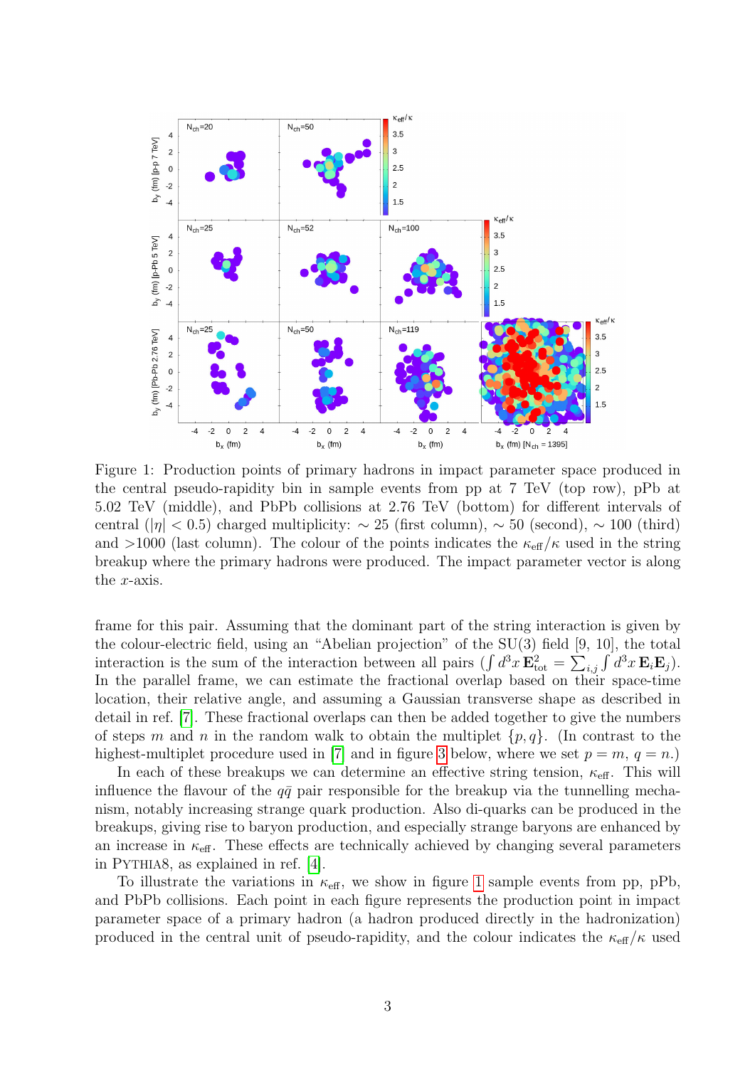Figure 1: Production points of primary hadrons in impact parameter space produced in the central pseudo-rapidity bin in sample events from pp at 7 TeV (top row), pPb at 5.02 TeV (middle), and PbPb collisions at 2.76 TeV (bottom) for different intervals of central ($|\eta| < 0.5$) charged multiplicity: $\sim 25$ (first column), $\sim 50$ (second), $\sim 100$ (third) and >1000 (last column). The colour of the points indicates the $\kappa_{\text{eff}}/\kappa$ used in the string breakup where the primary hadrons were produced. The impact parameter vector is along the $x$-axis.

frame for this pair. Assuming that the dominant part of the string interaction is given by the colour-electric field, using an "Abelian projection" of the SU(3) field [9, 10], the total interaction is the sum of the interaction between all pairs ($\int d^3x\, \mathbf{E}_{\text{tot}}^2 = \sum_{i,j} \int d^3x\, \mathbf{E}_i \mathbf{E}_j$). In the parallel frame, we can estimate the fractional overlap based on their space-time location, their relative angle, and assuming a Gaussian transverse shape as described in detail in ref. [7]. These fractional overlaps can then be added together to give the numbers of steps $m$ and $n$ in the random walk to obtain the multiplet $\{p, q\}$. (In contrast to the highest-multiplet procedure used in [7] and in figure 3 below, where we set $p = m$, $q = n$.)

In each of these breakups we can determine an effective string tension, $\kappa_{\text{eff}}$. This will influence the flavour of the $q\bar{q}$ pair responsible for the breakup via the tunnelling mechanism, notably increasing strange quark production. Also di-quarks can be produced in the breakups, giving rise to baryon production, and especially strange baryons are enhanced by an increase in $\kappa_{\text{eff}}$. These effects are technically achieved by changing several parameters in PYTHIA8, as explained in ref. [4].

To illustrate the variations in $\kappa_{\text{eff}}$, we show in figure 1 sample events from pp, pPb, and PbPb collisions. Each point in each figure represents the production point in impact parameter space of a primary hadron (a hadron produced directly in the hadronization) produced in the central unit of pseudo-rapidity, and the colour indicates the $\kappa_{\text{eff}}/\kappa$ used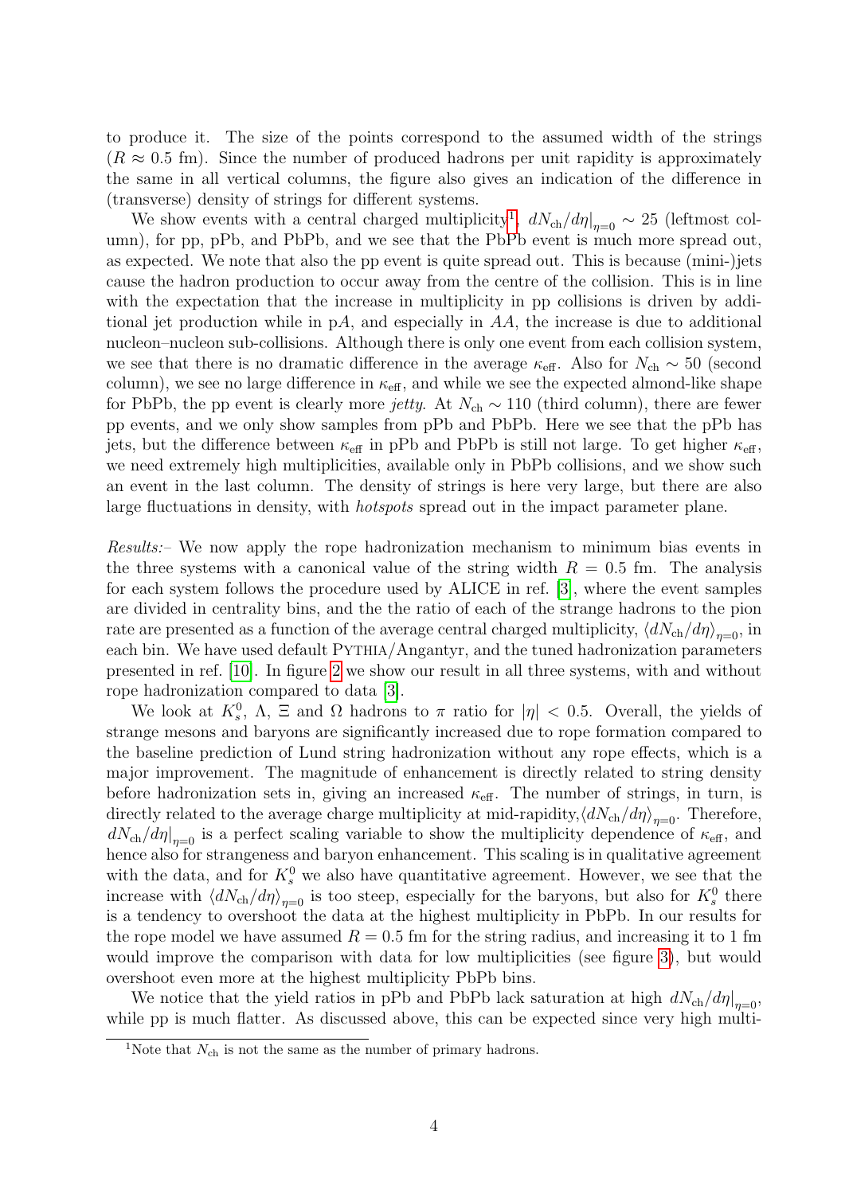to produce it. The size of the points correspond to the assumed width of the strings ($R \approx 0.5$ fm). Since the number of produced hadrons per unit rapidity is approximately the same in all vertical columns, the figure also gives an indication of the difference in (transverse) density of strings for different systems.

We show events with a central charged multiplicity[1], $dN_{\mathrm{ch}}/d\eta|_{\eta=0} \sim 25$ (leftmost column), for pp, pPb, and PbPb, and we see that the PbPb event is much more spread out, as expected. We note that also the pp event is quite spread out. This is because (mini-)jets cause the hadron production to occur away from the centre of the collision. This is in line with the expectation that the increase in multiplicity in pp collisions is driven by additional jet production while in p$A$, and especially in $AA$, the increase is due to additional nucleon–nucleon sub-collisions. Although there is only one event from each collision system, we see that there is no dramatic difference in the average $\kappa_{\mathrm{eff}}$. Also for $N_{\mathrm{ch}} \sim 50$ (second column), we see no large difference in $\kappa_{\mathrm{eff}}$, and while we see the expected almond-like shape for PbPb, the pp event is clearly more *jetty*. At $N_{\mathrm{ch}} \sim 110$ (third column), there are fewer pp events, and we only show samples from pPb and PbPb. Here we see that the pPb has jets, but the difference between $\kappa_{\mathrm{eff}}$ in pPb and PbPb is still not large. To get higher $\kappa_{\mathrm{eff}}$, we need extremely high multiplicities, available only in PbPb collisions, and we show such an event in the last column. The density of strings is here very large, but there are also large fluctuations in density, with *hotspots* spread out in the impact parameter plane.

*Results:–* We now apply the rope hadronization mechanism to minimum bias events in the three systems with a canonical value of the string width $R = 0.5$ fm. The analysis for each system follows the procedure used by ALICE in ref. [3], where the event samples are divided in centrality bins, and the the ratio of each of the strange hadrons to the pion rate are presented as a function of the average central charged multiplicity, $\langle dN_{\mathrm{ch}}/d\eta \rangle_{\eta=0}$, in each bin. We have used default PYTHIA/Angantyr, and the tuned hadronization parameters presented in ref. [10]. In figure 2 we show our result in all three systems, with and without rope hadronization compared to data [3].

We look at $K_s^0$, $\Lambda$, $\Xi$ and $\Omega$ hadrons to $\pi$ ratio for $|\eta| < 0.5$. Overall, the yields of strange mesons and baryons are significantly increased due to rope formation compared to the baseline prediction of Lund string hadronization without any rope effects, which is a major improvement. The magnitude of enhancement is directly related to string density before hadronization sets in, giving an increased $\kappa_{\mathrm{eff}}$. The number of strings, in turn, is directly related to the average charge multiplicity at mid-rapidity,$\langle dN_{\mathrm{ch}}/d\eta \rangle_{\eta=0}$. Therefore, $dN_{\mathrm{ch}}/d\eta|_{\eta=0}$ is a perfect scaling variable to show the multiplicity dependence of $\kappa_{\mathrm{eff}}$, and hence also for strangeness and baryon enhancement. This scaling is in qualitative agreement with the data, and for $K_s^0$ we also have quantitative agreement. However, we see that the increase with $\langle dN_{\mathrm{ch}}/d\eta \rangle_{\eta=0}$ is too steep, especially for the baryons, but also for $K_s^0$ there is a tendency to overshoot the data at the highest multiplicity in PbPb. In our results for the rope model we have assumed $R = 0.5$ fm for the string radius, and increasing it to 1 fm would improve the comparison with data for low multiplicities (see figure 3), but would overshoot even more at the highest multiplicity PbPb bins.

We notice that the yield ratios in pPb and PbPb lack saturation at high $dN_{\mathrm{ch}}/d\eta|_{\eta=0}$, while pp is much flatter. As discussed above, this can be expected since very high multi-

[1] Note that $N_{\mathrm{ch}}$ is not the same as the number of primary hadrons.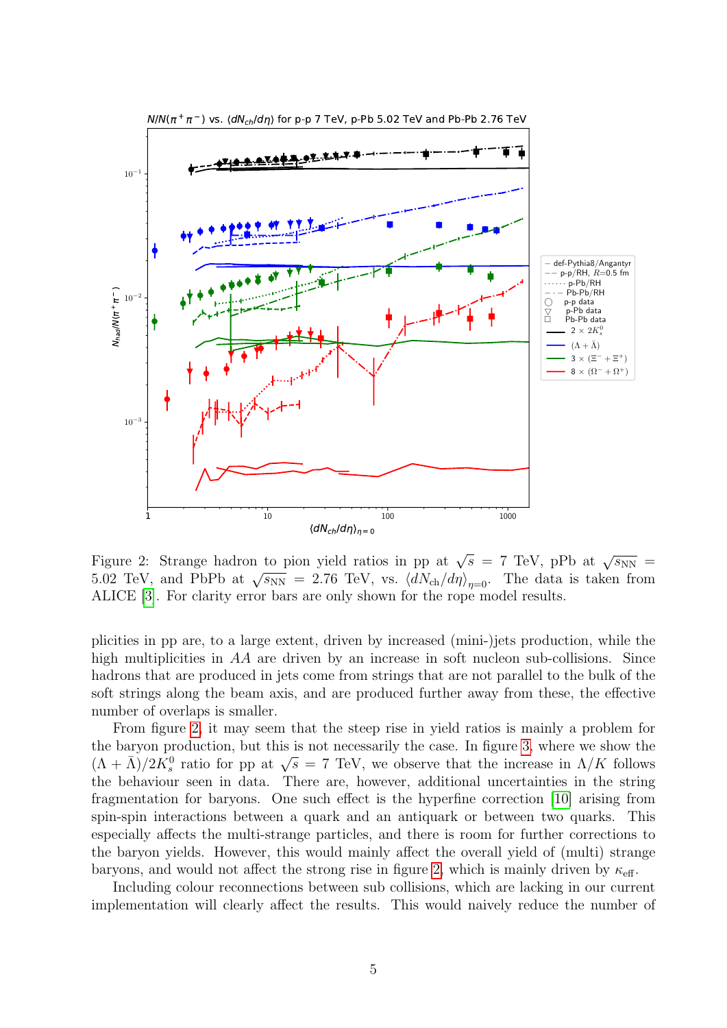Figure 2: Strange hadron to pion yield ratios in pp at $\sqrt{s}$ = 7 TeV, pPb at $\sqrt{s_{\rm NN}}$ = 5.02 TeV, and PbPb at $\sqrt{s_{\rm NN}}$ = 2.76 TeV, vs. $\langle dN_{\rm ch}/d\eta \rangle_{\eta=0}$. The data is taken from ALICE [3]. For clarity error bars are only shown for the rope model results.

plicities in pp are, to a large extent, driven by increased (mini-)jets production, while the high multiplicities in $AA$ are driven by an increase in soft nucleon sub-collisions. Since hadrons that are produced in jets come from strings that are not parallel to the bulk of the soft strings along the beam axis, and are produced further away from these, the effective number of overlaps is smaller.

From figure 2, it may seem that the steep rise in yield ratios is mainly a problem for the baryon production, but this is not necessarily the case. In figure 3, where we show the $(\Lambda + \bar{\Lambda})/2K^0_s$ ratio for pp at $\sqrt{s}$ = 7 TeV, we observe that the increase in $\Lambda/K$ follows the behaviour seen in data. There are, however, additional uncertainties in the string fragmentation for baryons. One such effect is the hyperfine correction [10] arising from spin-spin interactions between a quark and an antiquark or between two quarks. This especially affects the multi-strange particles, and there is room for further corrections to the baryon yields. However, this would mainly affect the overall yield of (multi) strange baryons, and would not affect the strong rise in figure 2, which is mainly driven by $\kappa_{\rm eff}$.

Including colour reconnections between sub collisions, which are lacking in our current implementation will clearly affect the results. This would naively reduce the number of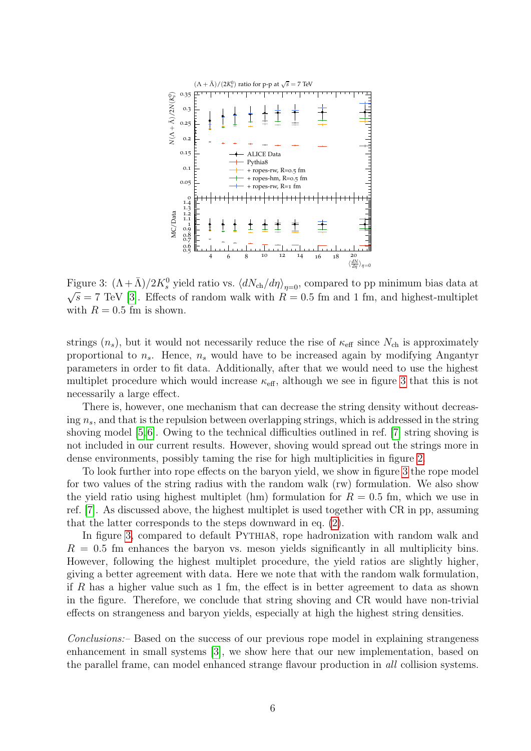Figure 3: $(\Lambda+\bar{\Lambda})/2K_s^0$ yield ratio vs. $\langle dN_{\rm ch}/d\eta\rangle_{\eta=0}$, compared to pp minimum bias data at $\sqrt{s}=7$ TeV [3]. Effects of random walk with $R=0.5$ fm and 1 fm, and highest-multiplet with $R=0.5$ fm is shown.

strings ($n_s$), but it would not necessarily reduce the rise of $\kappa_{\rm eff}$ since $N_{\rm ch}$ is approximately proportional to $n_s$. Hence, $n_s$ would have to be increased again by modifying Angantyr parameters in order to fit data. Additionally, after that we would need to use the highest multiplet procedure which would increase $\kappa_{\rm eff}$, although we see in figure 3 that this is not necessarily a large effect.

There is, however, one mechanism that can decrease the string density without decreasing $n_s$, and that is the repulsion between overlapping strings, which is addressed in the string shoving model [5, 6]. Owing to the technical difficulties outlined in ref. [7] string shoving is not included in our current results. However, shoving would spread out the strings more in dense environments, possibly taming the rise for high multiplicities in figure 2.

To look further into rope effects on the baryon yield, we show in figure 3 the rope model for two values of the string radius with the random walk (rw) formulation. We also show the yield ratio using highest multiplet (hm) formulation for $R=0.5$ fm, which we use in ref. [7]. As discussed above, the highest multiplet is used together with CR in pp, assuming that the latter corresponds to the steps downward in eq. (2).

In figure 3, compared to default PYTHIA8, rope hadronization with random walk and $R=0.5$ fm enhances the baryon vs. meson yields significantly in all multiplicity bins. However, following the highest multiplet procedure, the yield ratios are slightly higher, giving a better agreement with data. Here we note that with the random walk formulation, if $R$ has a higher value such as 1 fm, the effect is in better agreement to data as shown in the figure. Therefore, we conclude that string shoving and CR would have non-trivial effects on strangeness and baryon yields, especially at high the highest string densities.

*Conclusions:*– Based on the success of our previous rope model in explaining strangeness enhancement in small systems [3], we show here that our new implementation, based on the parallel frame, can model enhanced strange flavour production in *all* collision systems.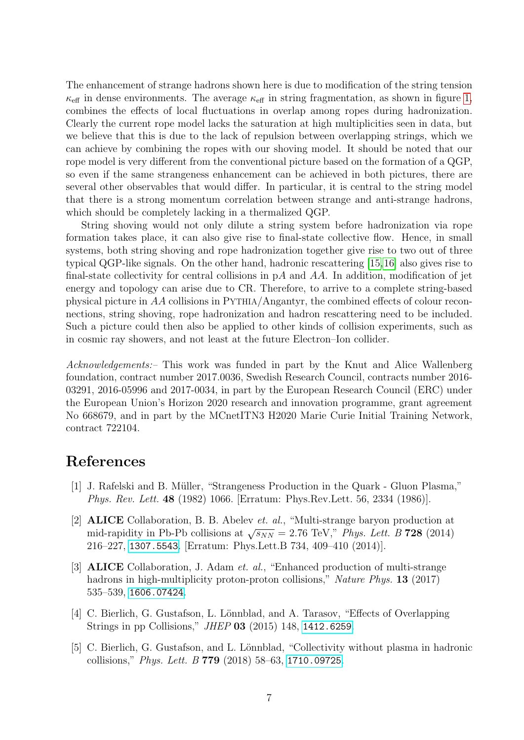The enhancement of strange hadrons shown here is due to modification of the string tension $\kappa_{\text{eff}}$ in dense environments. The average $\kappa_{\text{eff}}$ in string fragmentation, as shown in figure 1, combines the effects of local fluctuations in overlap among ropes during hadronization. Clearly the current rope model lacks the saturation at high multiplicities seen in data, but we believe that this is due to the lack of repulsion between overlapping strings, which we can achieve by combining the ropes with our shoving model. It should be noted that our rope model is very different from the conventional picture based on the formation of a QGP, so even if the same strangeness enhancement can be achieved in both pictures, there are several other observables that would differ. In particular, it is central to the string model that there is a strong momentum correlation between strange and anti-strange hadrons, which should be completely lacking in a thermalized QGP.

String shoving would not only dilute a string system before hadronization via rope formation takes place, it can also give rise to final-state collective flow. Hence, in small systems, both string shoving and rope hadronization together give rise to two out of three typical QGP-like signals. On the other hand, hadronic rescattering [15,16] also gives rise to final-state collectivity for central collisions in p$A$ and $AA$. In addition, modification of jet energy and topology can arise due to CR. Therefore, to arrive to a complete string-based physical picture in $AA$ collisions in Pythia/Angantyr, the combined effects of colour reconnections, string shoving, rope hadronization and hadron rescattering need to be included. Such a picture could then also be applied to other kinds of collision experiments, such as in cosmic ray showers, and not least at the future Electron–Ion collider.

*Acknowledgements:–* This work was funded in part by the Knut and Alice Wallenberg foundation, contract number 2017.0036, Swedish Research Council, contracts number 2016-03291, 2016-05996 and 2017-0034, in part by the European Research Council (ERC) under the European Union's Horizon 2020 research and innovation programme, grant agreement No 668679, and in part by the MCnetITN3 H2020 Marie Curie Initial Training Network, contract 722104.

# References

[1] J. Rafelski and B. Müller, "Strangeness Production in the Quark - Gluon Plasma," *Phys. Rev. Lett.* **48** (1982) 1066. [Erratum: Phys.Rev.Lett. 56, 2334 (1986)].

[2] **ALICE** Collaboration, B. B. Abelev *et. al.*, "Multi-strange baryon production at mid-rapidity in Pb-Pb collisions at $\sqrt{s_{NN}} = 2.76$ TeV," *Phys. Lett. B* **728** (2014) 216–227, 1307.5543. [Erratum: Phys.Lett.B 734, 409–410 (2014)].

[3] **ALICE** Collaboration, J. Adam *et. al.*, "Enhanced production of multi-strange hadrons in high-multiplicity proton-proton collisions," *Nature Phys.* **13** (2017) 535–539, 1606.07424.

[4] C. Bierlich, G. Gustafson, L. Lönnblad, and A. Tarasov, "Effects of Overlapping Strings in pp Collisions," *JHEP* **03** (2015) 148, 1412.6259.

[5] C. Bierlich, G. Gustafson, and L. Lönnblad, "Collectivity without plasma in hadronic collisions," *Phys. Lett. B* **779** (2018) 58–63, 1710.09725.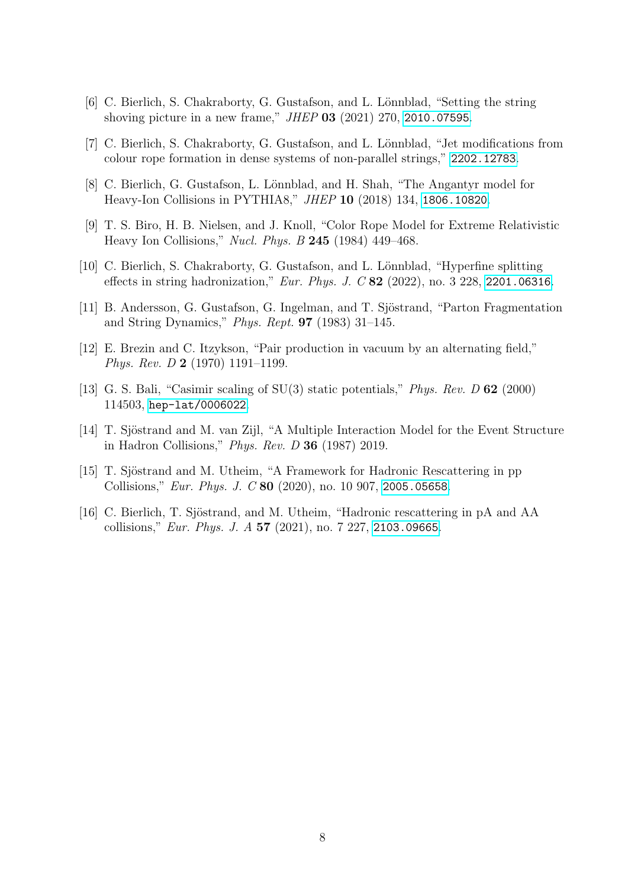[6] C. Bierlich, S. Chakraborty, G. Gustafson, and L. Lönnblad, "Setting the string shoving picture in a new frame," *JHEP* **03** (2021) 270, 2010.07595.

[7] C. Bierlich, S. Chakraborty, G. Gustafson, and L. Lönnblad, "Jet modifications from colour rope formation in dense systems of non-parallel strings," 2202.12783.

[8] C. Bierlich, G. Gustafson, L. Lönnblad, and H. Shah, "The Angantyr model for Heavy-Ion Collisions in PYTHIA8," *JHEP* **10** (2018) 134, 1806.10820.

[9] T. S. Biro, H. B. Nielsen, and J. Knoll, "Color Rope Model for Extreme Relativistic Heavy Ion Collisions," *Nucl. Phys. B* **245** (1984) 449–468.

[10] C. Bierlich, S. Chakraborty, G. Gustafson, and L. Lönnblad, "Hyperfine splitting effects in string hadronization," *Eur. Phys. J. C* **82** (2022), no. 3 228, 2201.06316.

[11] B. Andersson, G. Gustafson, G. Ingelman, and T. Sjöstrand, "Parton Fragmentation and String Dynamics," *Phys. Rept.* **97** (1983) 31–145.

[12] E. Brezin and C. Itzykson, "Pair production in vacuum by an alternating field," *Phys. Rev. D* **2** (1970) 1191–1199.

[13] G. S. Bali, "Casimir scaling of SU(3) static potentials," *Phys. Rev. D* **62** (2000) 114503, hep-lat/0006022.

[14] T. Sjöstrand and M. van Zijl, "A Multiple Interaction Model for the Event Structure in Hadron Collisions," *Phys. Rev. D* **36** (1987) 2019.

[15] T. Sjöstrand and M. Utheim, "A Framework for Hadronic Rescattering in pp Collisions," *Eur. Phys. J. C* **80** (2020), no. 10 907, 2005.05658.

[16] C. Bierlich, T. Sjöstrand, and M. Utheim, "Hadronic rescattering in pA and AA collisions," *Eur. Phys. J. A* **57** (2021), no. 7 227, 2103.09665.